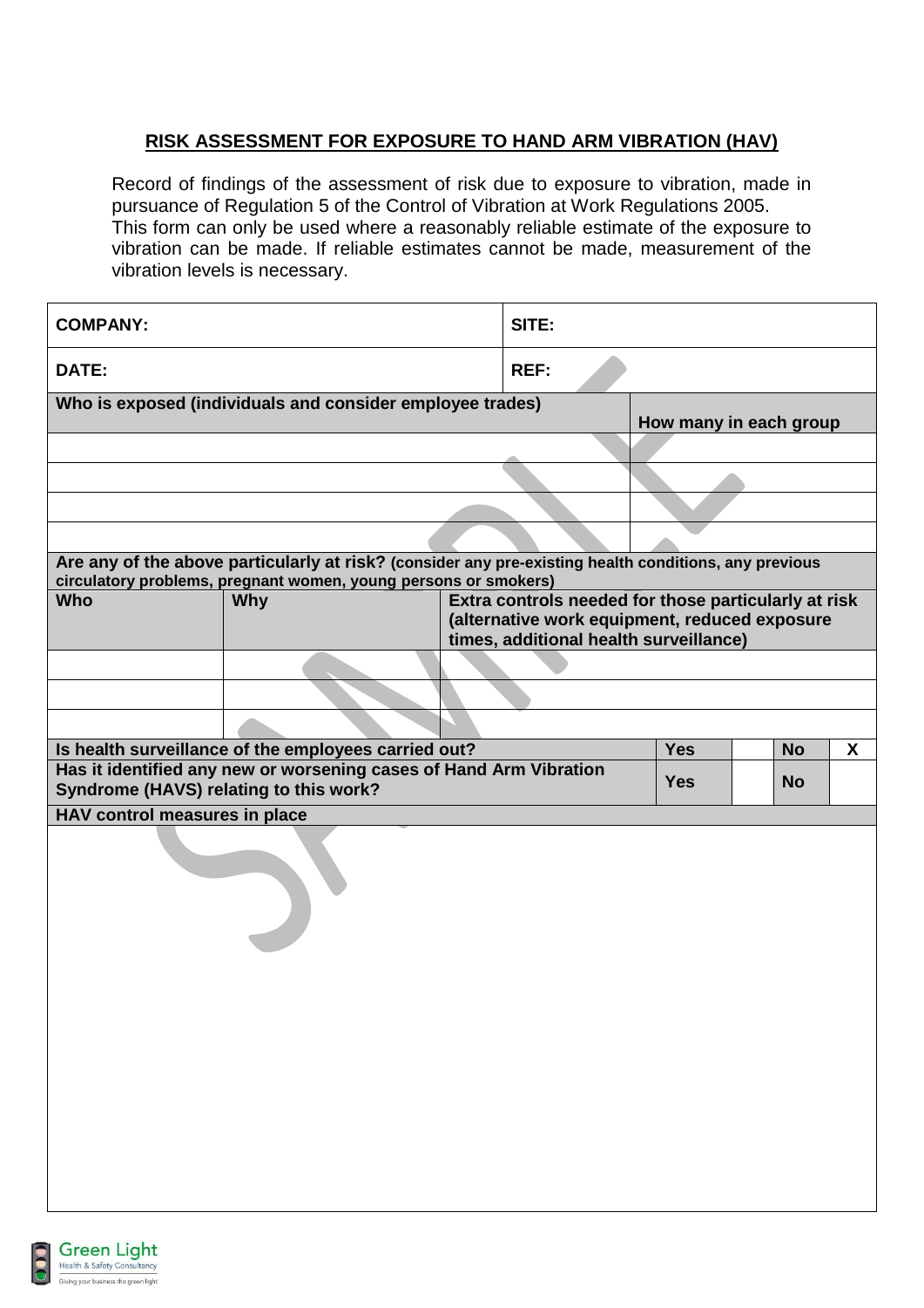## RISK ASSESSMENT FOR EXPOSURE TO HAND ARM VIBRATION (HAV)

Record of findings of the assessment of risk due to exposure to vibration, made in pursuance of Regulation 5 of the Control of Vibration at Work Regulations 2005.
This form can only be used where a reasonably reliable estimate of the exposure to vibration can be made. If reliable estimates cannot be made, measurement of the vibration levels is necessary.

| **COMPANY:** | **SITE:** |
|---|---|
| **DATE:** | **REF:** |

| **Who is exposed (individuals and consider employee trades)** | **How many in each group** |
|---|---|
| | |
| | |
| | |
| | |

**Are any of the above particularly at risk?** (consider any pre-existing health conditions, any previous circulatory problems, pregnant women, young persons or smokers)

| **Who** | **Why** | **Extra controls needed for those particularly at risk (alternative work equipment, reduced exposure times, additional health surveillance)** |
|---|---|---|
| | | |
| | | |
| | | |

| | | | | |
|---|---|---|---|---|
| **Is health surveillance of the employees carried out?** | **Yes** | | **No** | X |
| **Has it identified any new or worsening cases of Hand Arm Vibration Syndrome (HAVS) relating to this work?** | **Yes** | | **No** | |

**HAV control measures in place**

Green Light Health & Safety Consultancy
Giving your business the green light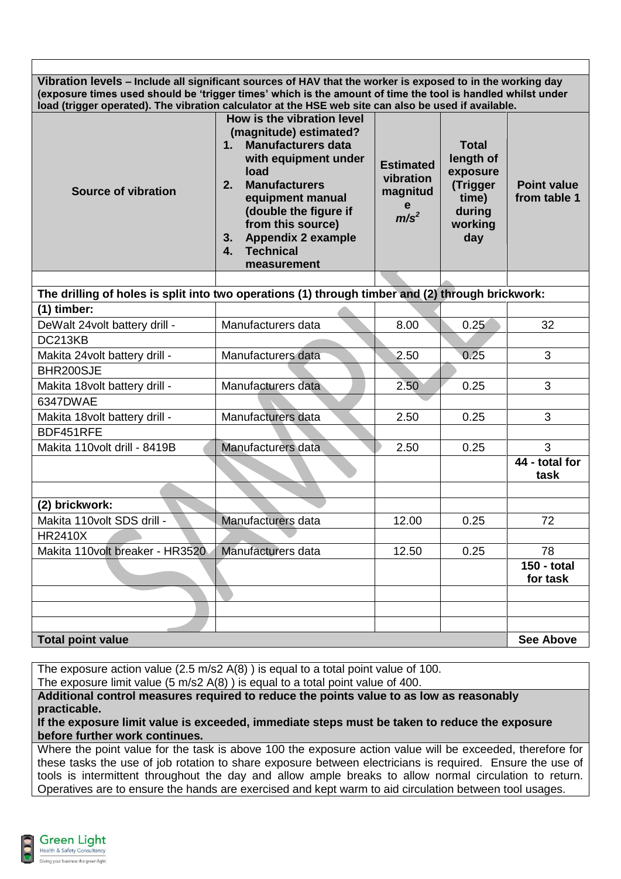| Vibration levels – Include all significant sources of HAV that the worker is exposed to in the working day (exposure times used should be 'trigger times' which is the amount of time the tool is handled whilst under load (trigger operated). The vibration calculator at the HSE web site can also be used if available. | | | | |
|---|---|---|---|---|
| **Source of vibration** | **How is the vibration level (magnitude) estimated?** 1. **Manufacturers data with equipment under load** 2. **Manufacturers equipment manual (double the figure if from this source)** 3. **Appendix 2 example** 4. **Technical measurement** | **Estimated vibration magnitude** $m/s^2$ | **Total length of exposure (Trigger time) during working day** | **Point value from table 1** |
| | | | | |
| **The drilling of holes is split into two operations (1) through timber and (2) through brickwork:** | | | | |
| **(1) timber:** | | | | |
| DeWalt 24volt battery drill - DC213KB | Manufacturers data | 8.00 | 0.25 | 32 |
| Makita 24volt battery drill - BHR200SJE | Manufacturers data | 2.50 | 0.25 | 3 |
| Makita 18volt battery drill - 6347DWAE | Manufacturers data | 2.50 | 0.25 | 3 |
| Makita 18volt battery drill - BDF451RFE | Manufacturers data | 2.50 | 0.25 | 3 |
| Makita 110volt drill - 8419B | Manufacturers data | 2.50 | 0.25 | 3 |
| | | | | **44 - total for task** |
| | | | | |
| **(2) brickwork:** | | | | |
| Makita 110volt SDS drill - HR2410X | Manufacturers data | 12.00 | 0.25 | 72 |
| Makita 110volt breaker - HR3520 | Manufacturers data | 12.50 | 0.25 | 78 |
| | | | | **150 - total for task** |
| | | | | |
| | | | | |
| | | | | |
| **Total point value** | | | | **See Above** |

The exposure action value (2.5 m/s2 A(8) ) is equal to a total point value of 100.
The exposure limit value (5 m/s2 A(8) ) is equal to a total point value of 400.

**Additional control measures required to reduce the points value to as low as reasonably practicable.**
**If the exposure limit value is exceeded, immediate steps must be taken to reduce the exposure before further work continues.**

Where the point value for the task is above 100 the exposure action value will be exceeded, therefore for these tasks the use of job rotation to share exposure between electricians is required. Ensure the use of tools is intermittent throughout the day and allow ample breaks to allow normal circulation to return. Operatives are to ensure the hands are exercised and kept warm to aid circulation between tool usages.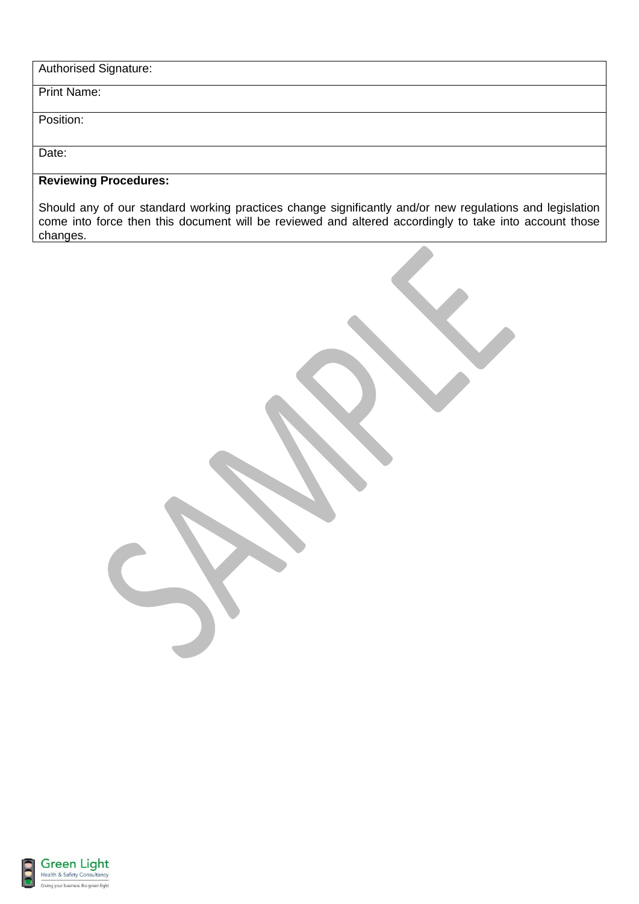| Authorised Signature: |
| --- |
| Print Name: |
| Position: |
| Date: |
| **Reviewing Procedures:**<br><br>Should any of our standard working practices change significantly and/or new regulations and legislation come into force then this document will be reviewed and altered accordingly to take into account those changes. |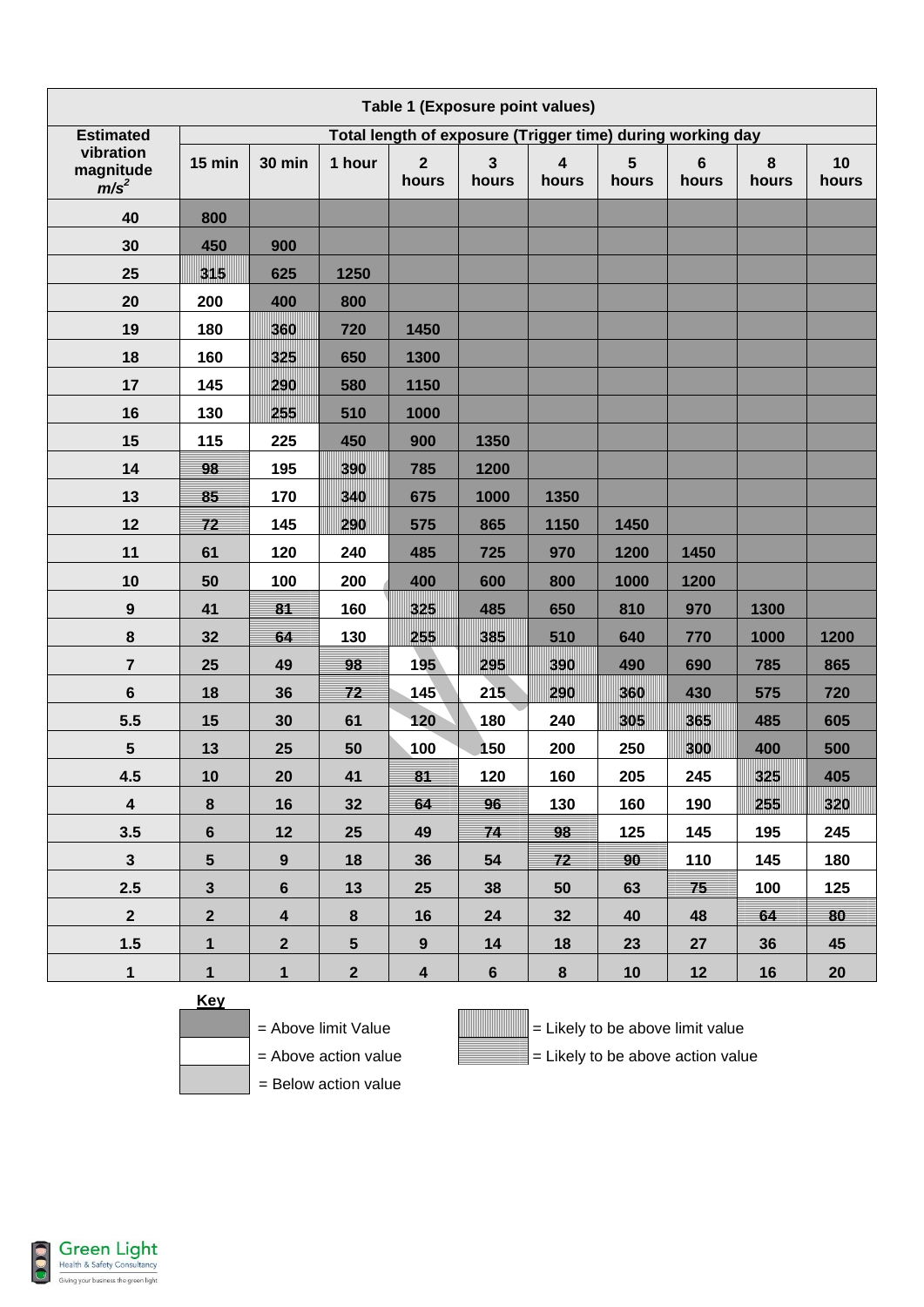| Table 1 (Exposure point values) | | | | | | | | | | |
|---|---|---|---|---|---|---|---|---|---|---|
| **Estimated vibration magnitude $m/s^2$** | **Total length of exposure (Trigger time) during working day** | | | | | | | | | |
| | **15 min** | **30 min** | **1 hour** | **2 hours** | **3 hours** | **4 hours** | **5 hours** | **6 hours** | **8 hours** | **10 hours** |
| **40** | **800** | | | | | | | | | |
| **30** | **450** | **900** | | | | | | | | |
| **25** | **315** | **625** | **1250** | | | | | | | |
| **20** | **200** | **400** | **800** | | | | | | | |
| **19** | **180** | **360** | **720** | **1450** | | | | | | |
| **18** | **160** | **325** | **650** | **1300** | | | | | | |
| **17** | **145** | **290** | **580** | **1150** | | | | | | |
| **16** | **130** | **255** | **510** | **1000** | | | | | | |
| **15** | **115** | **225** | **450** | **900** | **1350** | | | | | |
| **14** | **98** | **195** | **390** | **785** | **1200** | | | | | |
| **13** | **85** | **170** | **340** | **675** | **1000** | **1350** | | | | |
| **12** | **72** | **145** | **290** | **575** | **865** | **1150** | **1450** | | | |
| **11** | **61** | **120** | **240** | **485** | **725** | **970** | **1200** | **1450** | | |
| **10** | **50** | **100** | **200** | **400** | **600** | **800** | **1000** | **1200** | | |
| **9** | **41** | **81** | **160** | **325** | **485** | **650** | **810** | **970** | **1300** | |
| **8** | **32** | **64** | **130** | **255** | **385** | **510** | **640** | **770** | **1000** | **1200** |
| **7** | **25** | **49** | **98** | **195** | **295** | **390** | **490** | **690** | **785** | **865** |
| **6** | **18** | **36** | **72** | **145** | **215** | **290** | **360** | **430** | **575** | **720** |
| **5.5** | **15** | **30** | **61** | **120** | **180** | **240** | **305** | **365** | **485** | **605** |
| **5** | **13** | **25** | **50** | **100** | **150** | **200** | **250** | **300** | **400** | **500** |
| **4.5** | **10** | **20** | **41** | **81** | **120** | **160** | **205** | **245** | **325** | **405** |
| **4** | **8** | **16** | **32** | **64** | **96** | **130** | **160** | **190** | **255** | **320** |
| **3.5** | **6** | **12** | **25** | **49** | **74** | **98** | **125** | **145** | **195** | **245** |
| **3** | **5** | **9** | **18** | **36** | **54** | **72** | **90** | **110** | **145** | **180** |
| **2.5** | **3** | **6** | **13** | **25** | **38** | **50** | **63** | **75** | **100** | **125** |
| **2** | **2** | **4** | **8** | **16** | **24** | **32** | **40** | **48** | **64** | **80** |
| **1.5** | **1** | **2** | **5** | **9** | **14** | **18** | **23** | **27** | **36** | **45** |
| **1** | **1** | **1** | **2** | **4** | **6** | **8** | **10** | **12** | **16** | **20** |

**Key**

- = Above limit Value
- = Above action value
- = Below action value
- = Likely to be above limit value
- = Likely to be above action value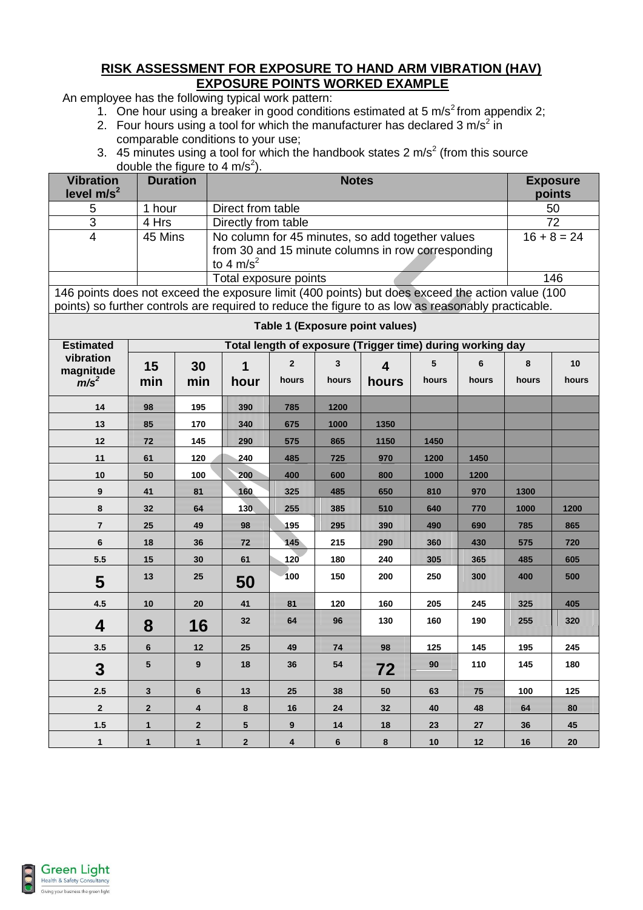## RISK ASSESSMENT FOR EXPOSURE TO HAND ARM VIBRATION (HAV) EXPOSURE POINTS WORKED EXAMPLE

An employee has the following typical work pattern:

1. One hour using a breaker in good conditions estimated at 5 $m/s^2$ from appendix 2;
2. Four hours using a tool for which the manufacturer has declared 3 $m/s^2$ in comparable conditions to your use;
3. 45 minutes using a tool for which the handbook states 2 $m/s^2$ (from this source double the figure to 4 $m/s^2$).

| Vibration level $m/s^2$ | Duration | Notes | Exposure points |
|---|---|---|---|
| 5 | 1 hour | Direct from table | 50 |
| 3 | 4 Hrs | Directly from table | 72 |
| 4 | 45 Mins | No column for 45 minutes, so add together values from 30 and 15 minute columns in row corresponding to 4 $m/s^2$ | 16 + 8 = 24 |
| | | Total exposure points | 146 |

146 points does not exceed the exposure limit (400 points) but does exceed the action value (100 points) so further controls are required to reduce the figure to as low as reasonably practicable.

**Table 1 (Exposure point values)**

| Estimated vibration magnitude $m/s^2$ | Total length of exposure (Trigger time) during working day | | | | | | | | | |
|---|---|---|---|---|---|---|---|---|---|---|
| | 15 min | 30 min | 1 hour | 2 hours | 3 hours | 4 hours | 5 hours | 6 hours | 8 hours | 10 hours |
| 14 | 98 | 195 | 390 | 785 | 1200 | | | | | |
| 13 | 85 | 170 | 340 | 675 | 1000 | 1350 | | | | |
| 12 | 72 | 145 | 290 | 575 | 865 | 1150 | 1450 | | | |
| 11 | 61 | 120 | 240 | 485 | 725 | 970 | 1200 | 1450 | | |
| 10 | 50 | 100 | 200 | 400 | 600 | 800 | 1000 | 1200 | | |
| 9 | 41 | 81 | 160 | 325 | 485 | 650 | 810 | 970 | 1300 | |
| 8 | 32 | 64 | 130 | 255 | 385 | 510 | 640 | 770 | 1000 | 1200 |
| 7 | 25 | 49 | 98 | 195 | 295 | 390 | 490 | 690 | 785 | 865 |
| 6 | 18 | 36 | 72 | 145 | 215 | 290 | 360 | 430 | 575 | 720 |
| 5.5 | 15 | 30 | 61 | 120 | 180 | 240 | 305 | 365 | 485 | 605 |
| 5 | 13 | 25 | 50 | 100 | 150 | 200 | 250 | 300 | 400 | 500 |
| 4.5 | 10 | 20 | 41 | 81 | 120 | 160 | 205 | 245 | 325 | 405 |
| 4 | 8 | 16 | 32 | 64 | 96 | 130 | 160 | 190 | 255 | 320 |
| 3.5 | 6 | 12 | 25 | 49 | 74 | 98 | 125 | 145 | 195 | 245 |
| 3 | 5 | 9 | 18 | 36 | 54 | 72 | 90 | 110 | 145 | 180 |
| 2.5 | 3 | 6 | 13 | 25 | 38 | 50 | 63 | 75 | 100 | 125 |
| 2 | 2 | 4 | 8 | 16 | 24 | 32 | 40 | 48 | 64 | 80 |
| 1.5 | 1 | 2 | 5 | 9 | 14 | 18 | 23 | 27 | 36 | 45 |
| 1 | 1 | 1 | 2 | 4 | 6 | 8 | 10 | 12 | 16 | 20 |